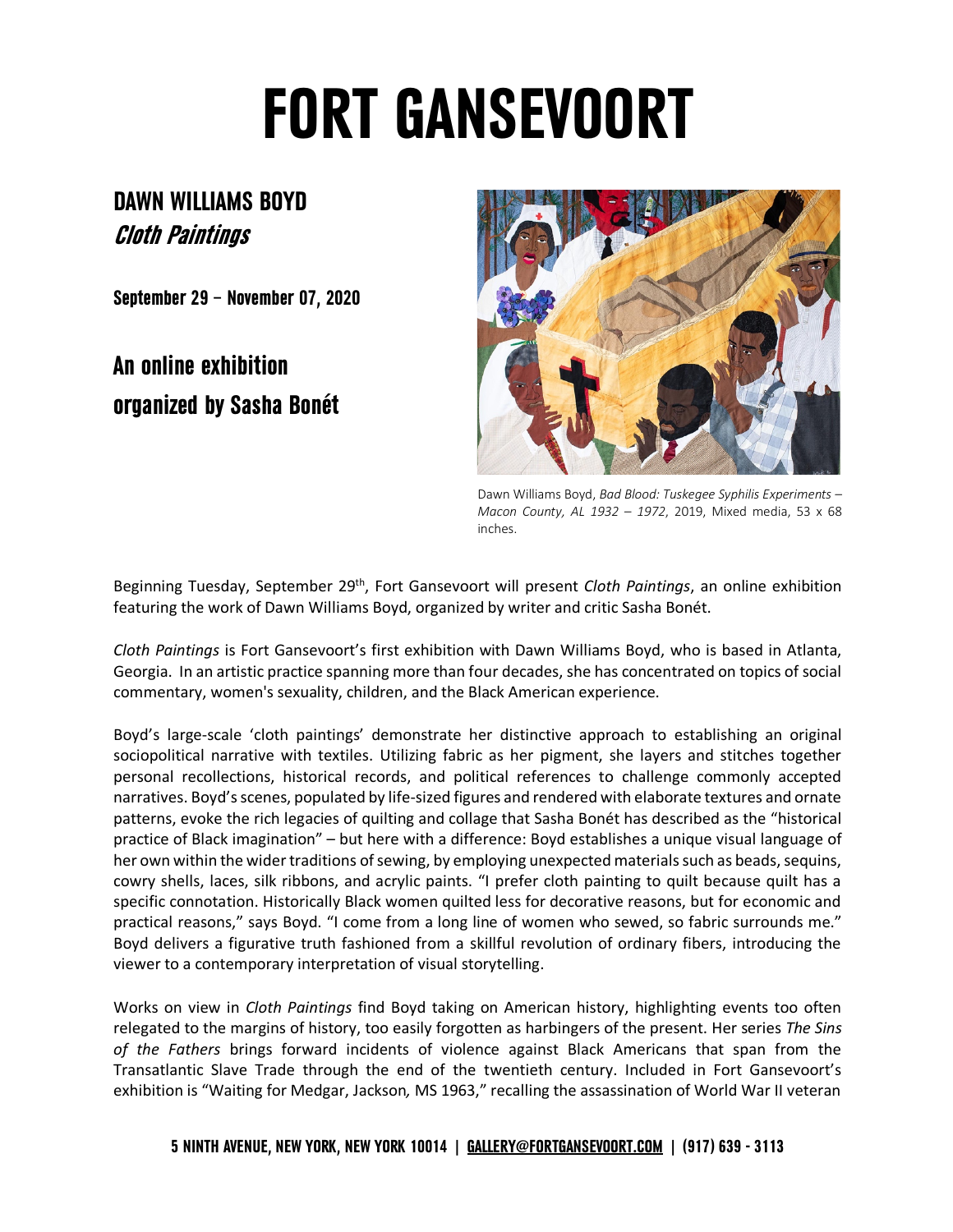# FORT GANSEVOORT

## DAWN WILLIAMS BOYD
## *Cloth Paintings*

**September 29 – November 07, 2020**

### An online exhibition organized by Sasha Bonét

Dawn Williams Boyd, *Bad Blood: Tuskegee Syphilis Experiments – Macon County, AL 1932 – 1972*, 2019, Mixed media, 53 x 68 inches.

Beginning Tuesday, September 29th, Fort Gansevoort will present *Cloth Paintings*, an online exhibition featuring the work of Dawn Williams Boyd, organized by writer and critic Sasha Bonét.

*Cloth Paintings* is Fort Gansevoort's first exhibition with Dawn Williams Boyd, who is based in Atlanta, Georgia. In an artistic practice spanning more than four decades, she has concentrated on topics of social commentary, women's sexuality, children, and the Black American experience.

Boyd's large-scale 'cloth paintings' demonstrate her distinctive approach to establishing an original sociopolitical narrative with textiles. Utilizing fabric as her pigment, she layers and stitches together personal recollections, historical records, and political references to challenge commonly accepted narratives. Boyd's scenes, populated by life-sized figures and rendered with elaborate textures and ornate patterns, evoke the rich legacies of quilting and collage that Sasha Bonét has described as the "historical practice of Black imagination" – but here with a difference: Boyd establishes a unique visual language of her own within the wider traditions of sewing, by employing unexpected materials such as beads, sequins, cowry shells, laces, silk ribbons, and acrylic paints. "I prefer cloth painting to quilt because quilt has a specific connotation. Historically Black women quilted less for decorative reasons, but for economic and practical reasons," says Boyd. "I come from a long line of women who sewed, so fabric surrounds me." Boyd delivers a figurative truth fashioned from a skillful revolution of ordinary fibers, introducing the viewer to a contemporary interpretation of visual storytelling.

Works on view in *Cloth Paintings* find Boyd taking on American history, highlighting events too often relegated to the margins of history, too easily forgotten as harbingers of the present. Her series *The Sins of the Fathers* brings forward incidents of violence against Black Americans that span from the Transatlantic Slave Trade through the end of the twentieth century. Included in Fort Gansevoort's exhibition is "Waiting for Medgar, Jackson*,* MS 1963," recalling the assassination of World War II veteran

5 NINTH AVENUE, NEW YORK, NEW YORK 10014 | GALLERY@FORTGANSEVOORT.COM | (917) 639 - 3113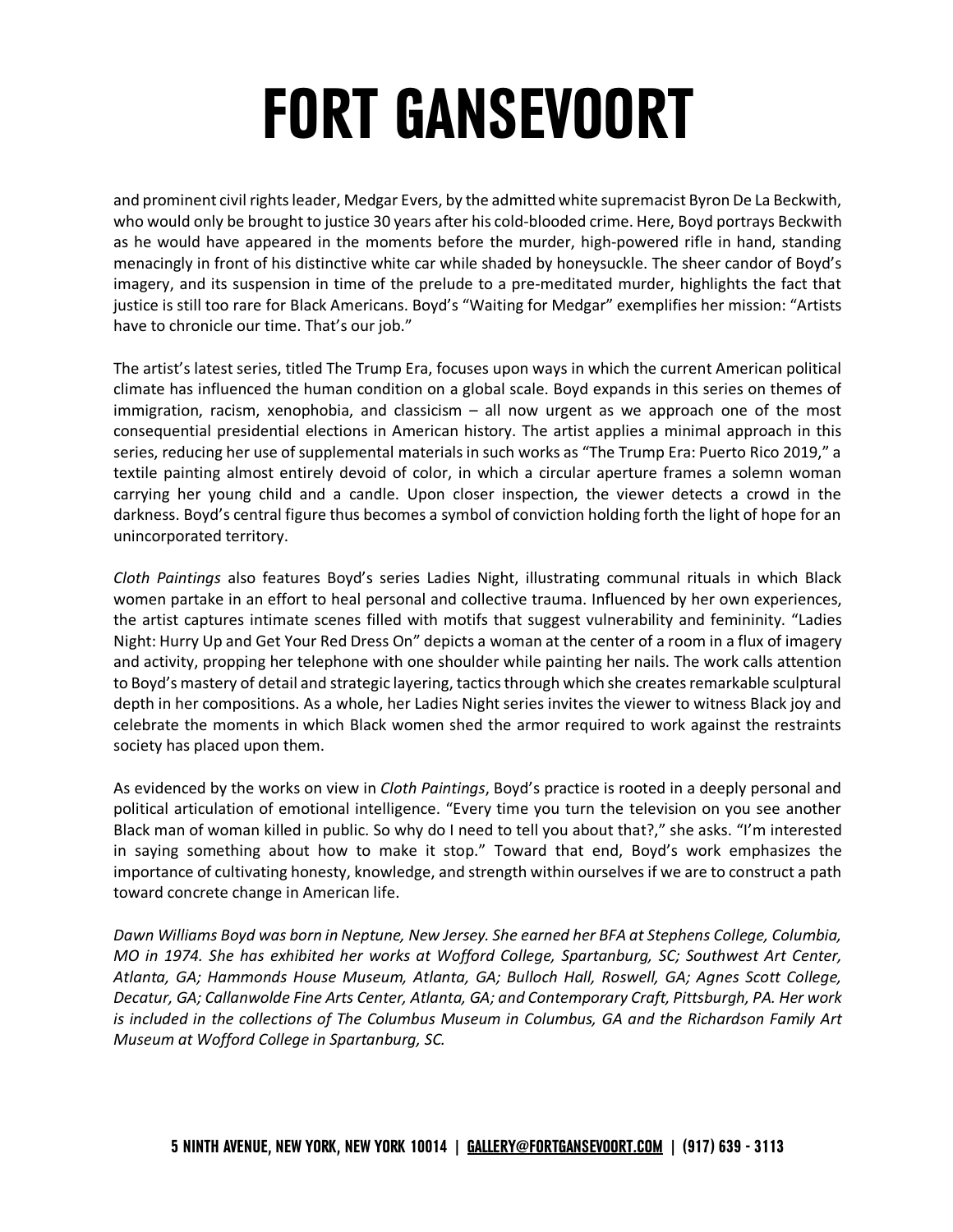and prominent civil rights leader, Medgar Evers, by the admitted white supremacist Byron De La Beckwith, who would only be brought to justice 30 years after his cold-blooded crime. Here, Boyd portrays Beckwith as he would have appeared in the moments before the murder, high-powered rifle in hand, standing menacingly in front of his distinctive white car while shaded by honeysuckle. The sheer candor of Boyd's imagery, and its suspension in time of the prelude to a pre-meditated murder, highlights the fact that justice is still too rare for Black Americans. Boyd's "Waiting for Medgar" exemplifies her mission: "Artists have to chronicle our time. That's our job."

The artist's latest series, titled The Trump Era, focuses upon ways in which the current American political climate has influenced the human condition on a global scale. Boyd expands in this series on themes of immigration, racism, xenophobia, and classicism – all now urgent as we approach one of the most consequential presidential elections in American history. The artist applies a minimal approach in this series, reducing her use of supplemental materials in such works as "The Trump Era: Puerto Rico 2019," a textile painting almost entirely devoid of color, in which a circular aperture frames a solemn woman carrying her young child and a candle. Upon closer inspection, the viewer detects a crowd in the darkness. Boyd's central figure thus becomes a symbol of conviction holding forth the light of hope for an unincorporated territory.

*Cloth Paintings* also features Boyd's series Ladies Night, illustrating communal rituals in which Black women partake in an effort to heal personal and collective trauma. Influenced by her own experiences, the artist captures intimate scenes filled with motifs that suggest vulnerability and femininity. "Ladies Night: Hurry Up and Get Your Red Dress On" depicts a woman at the center of a room in a flux of imagery and activity, propping her telephone with one shoulder while painting her nails. The work calls attention to Boyd's mastery of detail and strategic layering, tactics through which she creates remarkable sculptural depth in her compositions. As a whole, her Ladies Night series invites the viewer to witness Black joy and celebrate the moments in which Black women shed the armor required to work against the restraints society has placed upon them.

As evidenced by the works on view in *Cloth Paintings*, Boyd's practice is rooted in a deeply personal and political articulation of emotional intelligence. "Every time you turn the television on you see another Black man of woman killed in public. So why do I need to tell you about that?," she asks. "I'm interested in saying something about how to make it stop." Toward that end, Boyd's work emphasizes the importance of cultivating honesty, knowledge, and strength within ourselves if we are to construct a path toward concrete change in American life.

*Dawn Williams Boyd was born in Neptune, New Jersey. She earned her BFA at Stephens College, Columbia, MO in 1974. She has exhibited her works at Wofford College, Spartanburg, SC; Southwest Art Center, Atlanta, GA; Hammonds House Museum, Atlanta, GA; Bulloch Hall, Roswell, GA; Agnes Scott College, Decatur, GA; Callanwolde Fine Arts Center, Atlanta, GA; and Contemporary Craft, Pittsburgh, PA. Her work is included in the collections of The Columbus Museum in Columbus, GA and the Richardson Family Art Museum at Wofford College in Spartanburg, SC.*